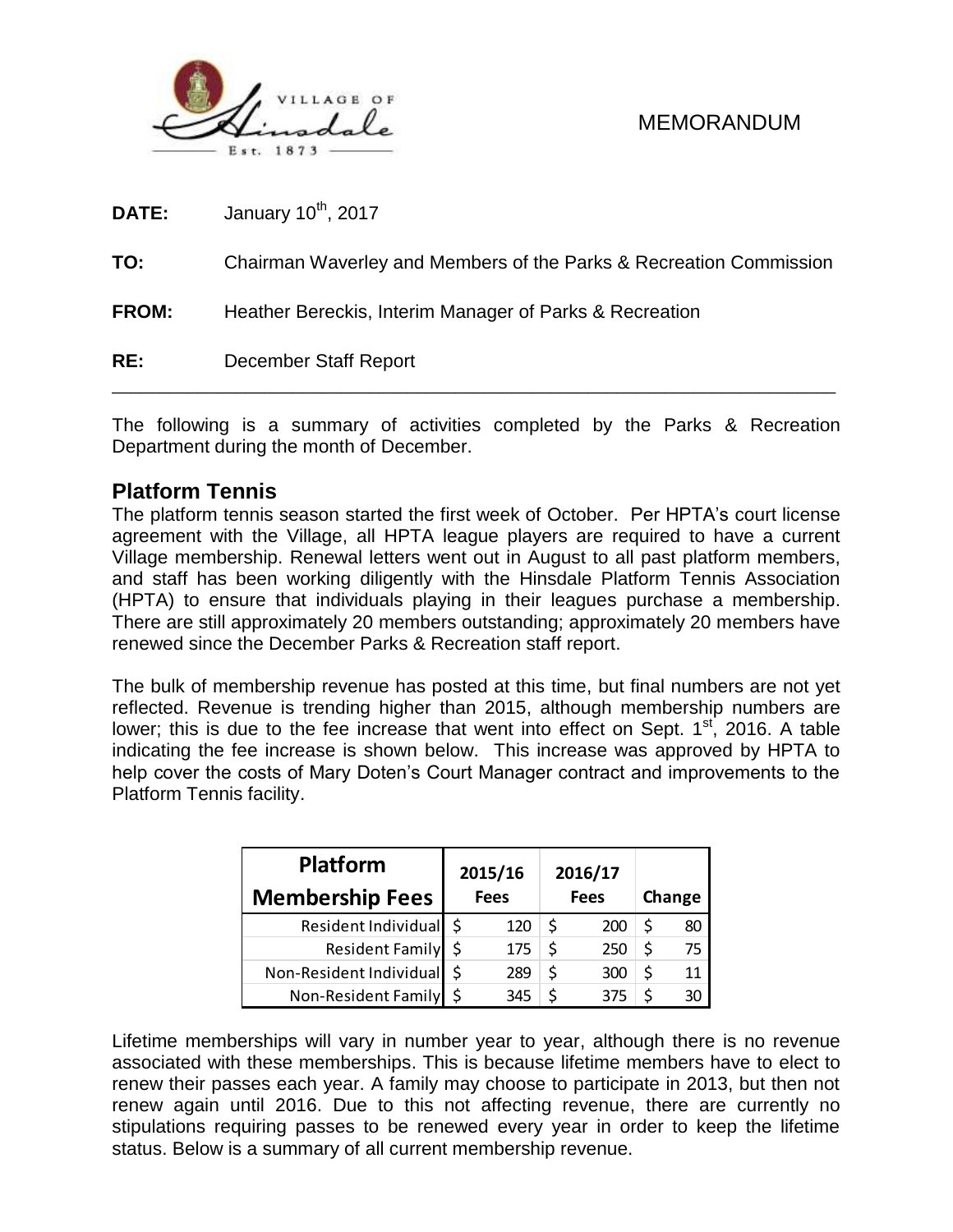VILLAGE OF Hinsdale Est. 1873

MEMORANDUM

**DATE:** January 10th, 2017

**TO:** Chairman Waverley and Members of the Parks & Recreation Commission

**FROM:** Heather Bereckis, Interim Manager of Parks & Recreation

**RE:** December Staff Report

---

The following is a summary of activities completed by the Parks & Recreation Department during the month of December.

## Platform Tennis

The platform tennis season started the first week of October. Per HPTA's court license agreement with the Village, all HPTA league players are required to have a current Village membership. Renewal letters went out in August to all past platform members, and staff has been working diligently with the Hinsdale Platform Tennis Association (HPTA) to ensure that individuals playing in their leagues purchase a membership. There are still approximately 20 members outstanding; approximately 20 members have renewed since the December Parks & Recreation staff report.

The bulk of membership revenue has posted at this time, but final numbers are not yet reflected. Revenue is trending higher than 2015, although membership numbers are lower; this is due to the fee increase that went into effect on Sept. 1st, 2016. A table indicating the fee increase is shown below. This increase was approved by HPTA to help cover the costs of Mary Doten's Court Manager contract and improvements to the Platform Tennis facility.

| Platform Membership Fees | 2015/16 Fees | 2016/17 Fees | Change |
|---|---|---|---|
| Resident Individual | $ 120 | $ 200 | $ 80 |
| Resident Family | $ 175 | $ 250 | $ 75 |
| Non-Resident Individual | $ 289 | $ 300 | $ 11 |
| Non-Resident Family | $ 345 | $ 375 | $ 30 |

Lifetime memberships will vary in number year to year, although there is no revenue associated with these memberships. This is because lifetime members have to elect to renew their passes each year. A family may choose to participate in 2013, but then not renew again until 2016. Due to this not affecting revenue, there are currently no stipulations requiring passes to be renewed every year in order to keep the lifetime status. Below is a summary of all current membership revenue.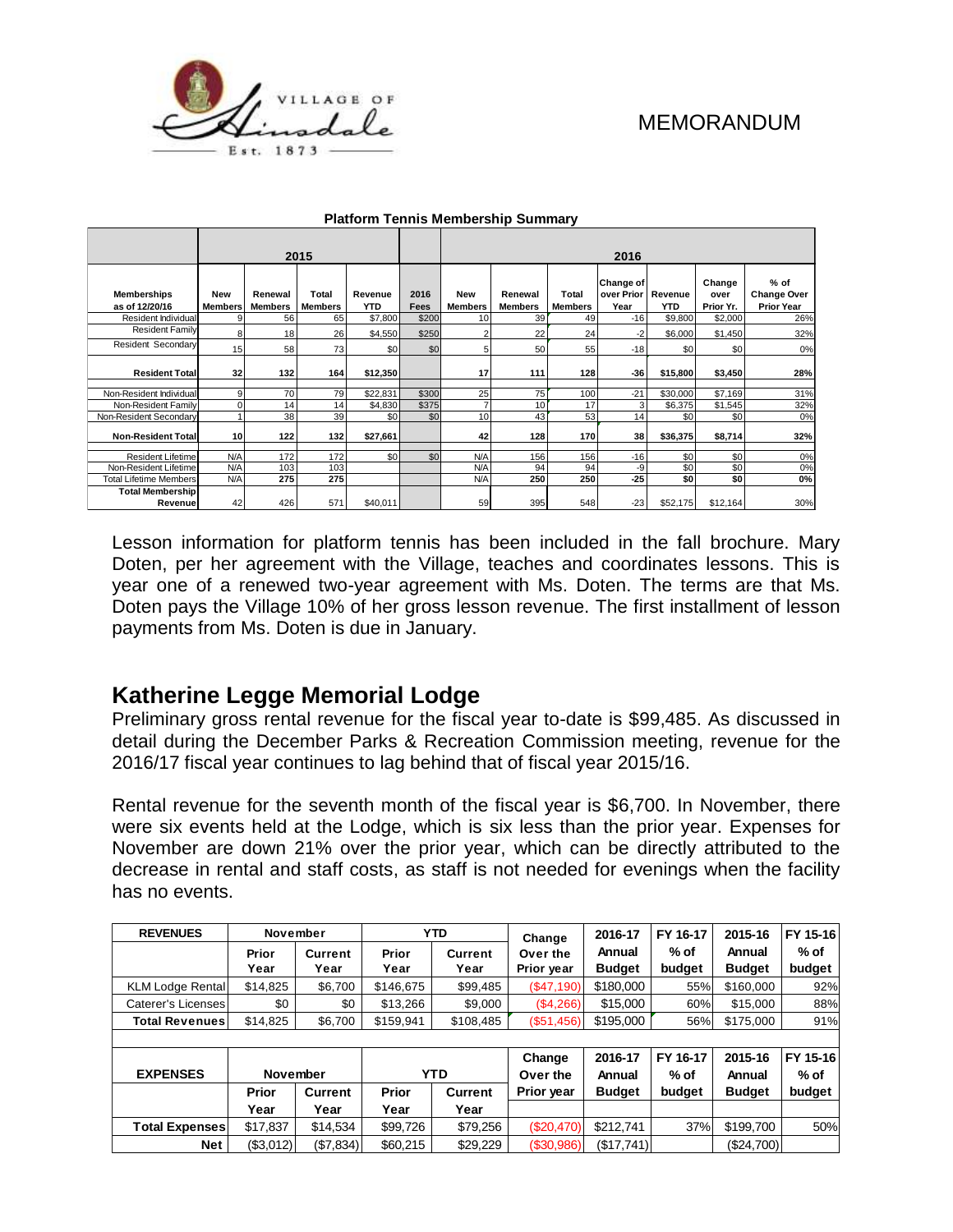MEMORANDUM

**Platform Tennis Membership Summary**

| | 2015 | | | | | 2016 | | | | | | |
|---|---|---|---|---|---|---|---|---|---|---|---|---|
| **Memberships as of 12/20/16** | **New Members** | **Renewal Members** | **Total Members** | **Revenue YTD** | **2016 Fees** | **New Members** | **Renewal Members** | **Total Members** | **Change of over Prior Year** | **Revenue YTD** | **Change over Prior Yr.** | **% of Change Over Prior Year** |
| Resident Individual | 9 | 56 | 65 | $7,800 | $200 | 10 | 39 | 49 | -16 | $9,800 | $2,000 | 26% |
| Resident Family | 8 | 18 | 26 | $4,550 | $250 | 2 | 22 | 24 | -2 | $6,000 | $1,450 | 32% |
| Resident Secondary | 15 | 58 | 73 | $0 | $0 | 5 | 50 | 55 | -18 | $0 | $0 | 0% |
| **Resident Total** | **32** | **132** | **164** | **$12,350** | | **17** | **111** | **128** | **-36** | **$15,800** | **$3,450** | **28%** |
| Non-Resident Individual | 9 | 70 | 79 | $22,831 | $300 | 25 | 75 | 100 | -21 | $30,000 | $7,169 | 31% |
| Non-Resident Family | 0 | 14 | 14 | $4,830 | $375 | 7 | 10 | 17 | 3 | $6,375 | $1,545 | 32% |
| Non-Resident Secondary | 1 | 38 | 39 | $0 | $0 | 10 | 43 | 53 | 14 | $0 | $0 | 0% |
| **Non-Resident Total** | **10** | **122** | **132** | **$27,661** | | **42** | **128** | **170** | **38** | **$36,375** | **$8,714** | **32%** |
| Resident Lifetime | N/A | 172 | 172 | $0 | $0 | N/A | 156 | 156 | -16 | $0 | $0 | 0% |
| Non-Resident Lifetime | N/A | 103 | 103 | | | N/A | 94 | 94 | -9 | $0 | $0 | 0% |
| Total Lifetime Members | N/A | **275** | **275** | | | N/A | **250** | **250** | **-25** | **$0** | **$0** | **0%** |
| **Total Membership Revenue** | 42 | 426 | 571 | $40,011 | | 59 | 395 | 548 | -23 | $52,175 | $12,164 | 30% |

Lesson information for platform tennis has been included in the fall brochure. Mary Doten, per her agreement with the Village, teaches and coordinates lessons. This is year one of a renewed two-year agreement with Ms. Doten. The terms are that Ms. Doten pays the Village 10% of her gross lesson revenue. The first installment of lesson payments from Ms. Doten is due in January.

## Katherine Legge Memorial Lodge

Preliminary gross rental revenue for the fiscal year to-date is $99,485. As discussed in detail during the December Parks & Recreation Commission meeting, revenue for the 2016/17 fiscal year continues to lag behind that of fiscal year 2015/16.

Rental revenue for the seventh month of the fiscal year is $6,700. In November, there were six events held at the Lodge, which is six less than the prior year. Expenses for November are down 21% over the prior year, which can be directly attributed to the decrease in rental and staff costs, as staff is not needed for evenings when the facility has no events.

| **REVENUES** | **November** | | **YTD** | | **Change Over the Prior year** | **2016-17 Annual Budget** | **FY 16-17 % of budget** | **2015-16 Annual Budget** | **FY 15-16 % of budget** |
|---|---|---|---|---|---|---|---|---|---|
| | **Prior Year** | **Current Year** | **Prior Year** | **Current Year** | | | | | |
| KLM Lodge Rental | $14,825 | $6,700 | $146,675 | $99,485 | ($47,190) | $180,000 | 55% | $160,000 | 92% |
| Caterer's Licenses | $0 | $0 | $13,266 | $9,000 | ($4,266) | $15,000 | 60% | $15,000 | 88% |
| **Total Revenues** | $14,825 | $6,700 | $159,941 | $108,485 | ($51,456) | $195,000 | 56% | $175,000 | 91% |
| | | | | | | | | | |
| **EXPENSES** | **November** | | **YTD** | | **Change Over the Prior year** | **2016-17 Annual Budget** | **FY 16-17 % of budget** | **2015-16 Annual Budget** | **FY 15-16 % of budget** |
| | **Prior Year** | **Current Year** | **Prior Year** | **Current Year** | | | | | |
| **Total Expenses** | $17,837 | $14,534 | $99,726 | $79,256 | ($20,470) | $212,741 | 37% | $199,700 | 50% |
| **Net** | ($3,012) | ($7,834) | $60,215 | $29,229 | ($30,986) | ($17,741) | | ($24,700) | |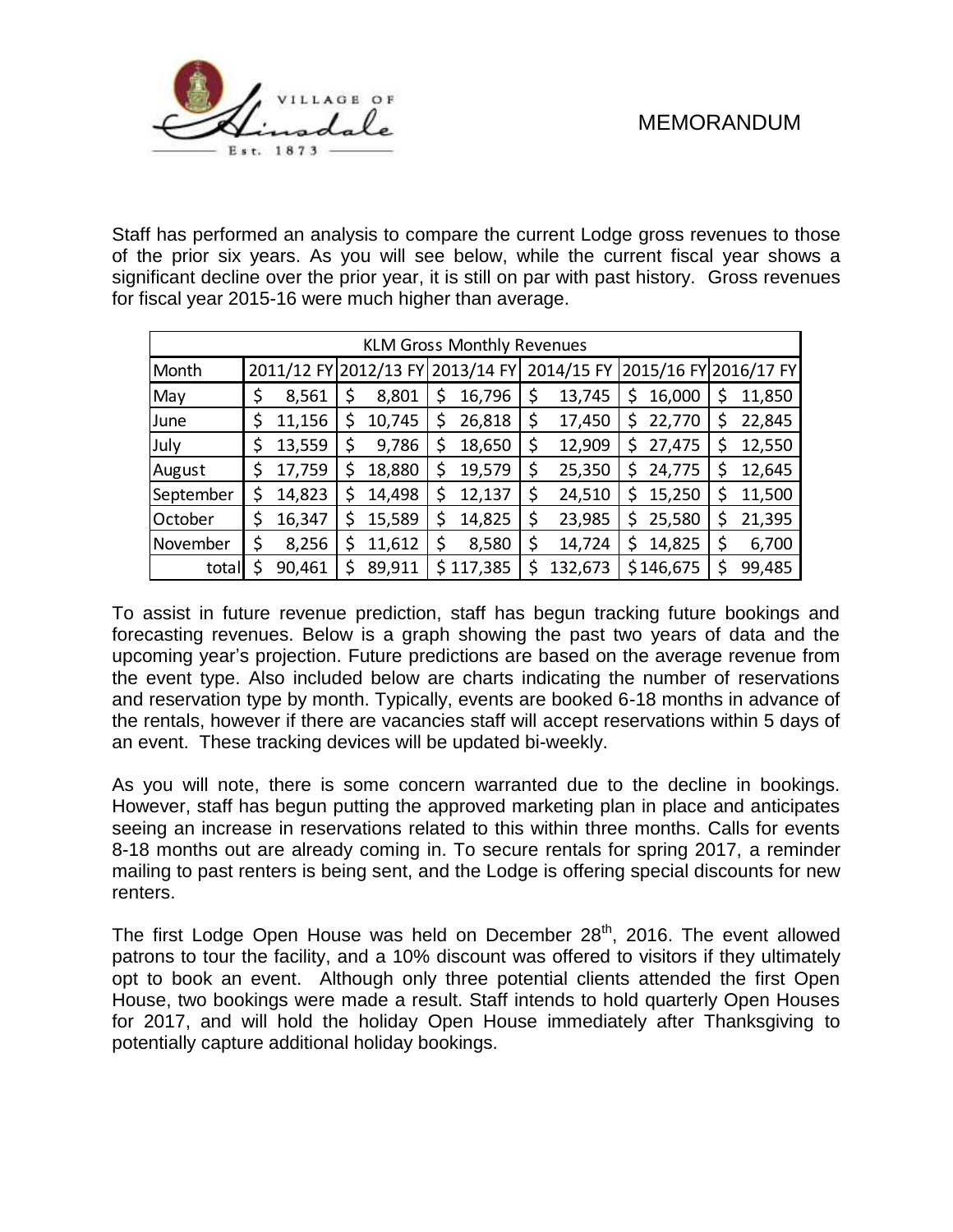MEMORANDUM

Staff has performed an analysis to compare the current Lodge gross revenues to those of the prior six years. As you will see below, while the current fiscal year shows a significant decline over the prior year, it is still on par with past history. Gross revenues for fiscal year 2015-16 were much higher than average.

| KLM Gross Monthly Revenues | | | | | | |
|---|---|---|---|---|---|---|
| Month | 2011/12 FY | 2012/13 FY | 2013/14 FY | 2014/15 FY | 2015/16 FY | 2016/17 FY |
| May | $ 8,561 | $ 8,801 | $ 16,796 | $ 13,745 | $ 16,000 | $ 11,850 |
| June | $ 11,156 | $ 10,745 | $ 26,818 | $ 17,450 | $ 22,770 | $ 22,845 |
| July | $ 13,559 | $ 9,786 | $ 18,650 | $ 12,909 | $ 27,475 | $ 12,550 |
| August | $ 17,759 | $ 18,880 | $ 19,579 | $ 25,350 | $ 24,775 | $ 12,645 |
| September | $ 14,823 | $ 14,498 | $ 12,137 | $ 24,510 | $ 15,250 | $ 11,500 |
| October | $ 16,347 | $ 15,589 | $ 14,825 | $ 23,985 | $ 25,580 | $ 21,395 |
| November | $ 8,256 | $ 11,612 | $ 8,580 | $ 14,724 | $ 14,825 | $ 6,700 |
| total | $ 90,461 | $ 89,911 | $ 117,385 | $ 132,673 | $ 146,675 | $ 99,485 |

To assist in future revenue prediction, staff has begun tracking future bookings and forecasting revenues. Below is a graph showing the past two years of data and the upcoming year's projection. Future predictions are based on the average revenue from the event type. Also included below are charts indicating the number of reservations and reservation type by month. Typically, events are booked 6-18 months in advance of the rentals, however if there are vacancies staff will accept reservations within 5 days of an event. These tracking devices will be updated bi-weekly.

As you will note, there is some concern warranted due to the decline in bookings. However, staff has begun putting the approved marketing plan in place and anticipates seeing an increase in reservations related to this within three months. Calls for events 8-18 months out are already coming in. To secure rentals for spring 2017, a reminder mailing to past renters is being sent, and the Lodge is offering special discounts for new renters.

The first Lodge Open House was held on December 28th, 2016. The event allowed patrons to tour the facility, and a 10% discount was offered to visitors if they ultimately opt to book an event. Although only three potential clients attended the first Open House, two bookings were made a result. Staff intends to hold quarterly Open Houses for 2017, and will hold the holiday Open House immediately after Thanksgiving to potentially capture additional holiday bookings.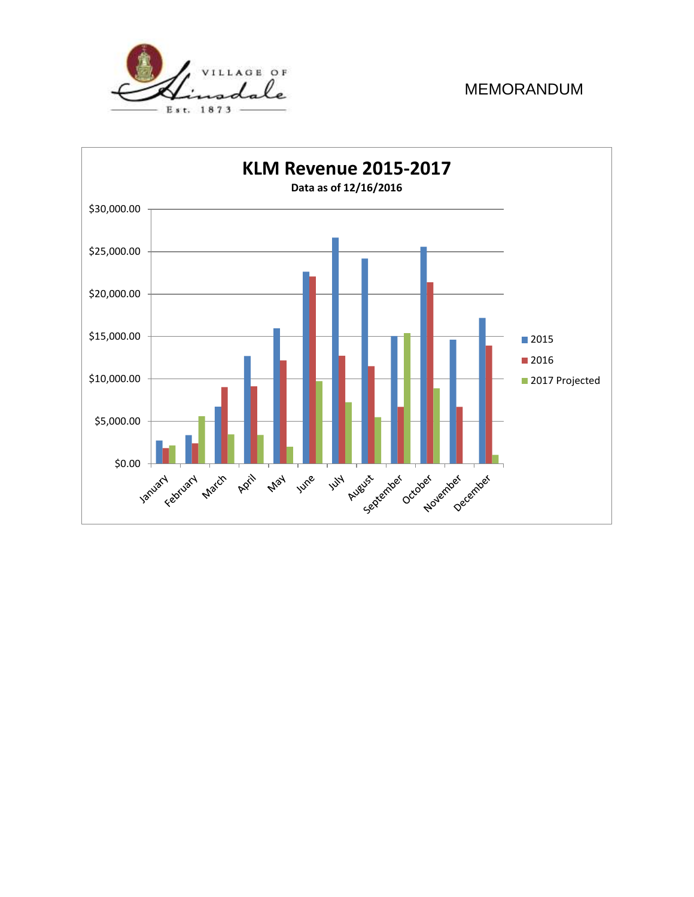VILLAGE OF Hinsdale Est. 1873

MEMORANDUM

**KLM Revenue 2015-2017**

**Data as of 12/16/2016**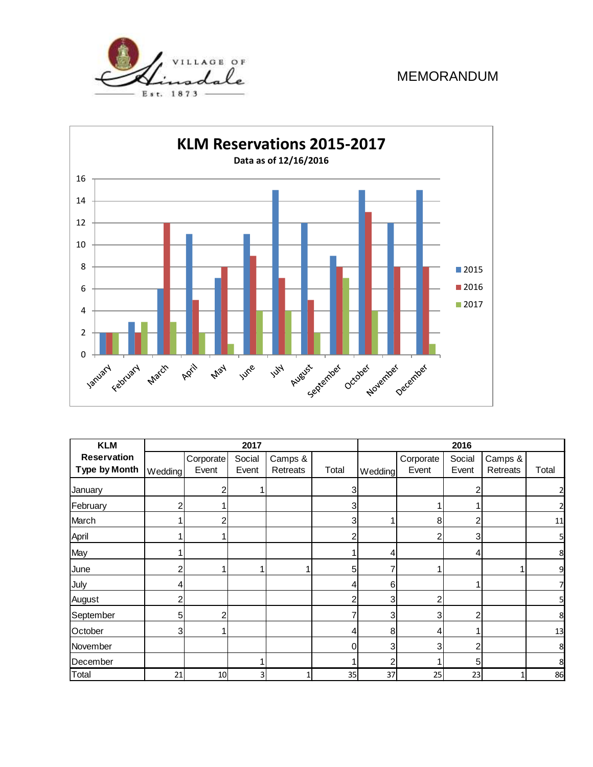VILLAGE OF Hinsdale Est. 1873

MEMORANDUM

**KLM Reservations 2015-2017**

**Data as of 12/16/2016**

| Month | 2015 | 2016 | 2017 |
|---|---|---|---|
| January | 2 | 2 | 2 |
| February | 3 | 2 | 3 |
| March | 6 | 12 | 3 |
| April | 11 | 5 | 2 |
| May | 7 | 8 | 1 |
| June | 11 | 9 | 4 |
| July | 15 | 7 | 4 |
| August | 12 | 5 | 2 |
| September | 9 | 8 | 7 |
| October | 15 | 13 | 4 |
| November | 12 | 8 | |
| December | 15 | 8 | 1 |

| KLM Reservation Type by Month | 2017 | | | | | 2016 | | | | |
|---|---|---|---|---|---|---|---|---|---|---|
| | Wedding | Corporate Event | Social Event | Camps & Retreats | Total | Wedding | Corporate Event | Social Event | Camps & Retreats | Total |
| January | | 2 | 1 | | 3 | | | 2 | | 2 |
| February | 2 | 1 | | | 3 | | 1 | 1 | | 2 |
| March | 1 | 2 | | | 3 | 1 | 8 | 2 | | 11 |
| April | 1 | 1 | | | 2 | | 2 | 3 | | 5 |
| May | 1 | | | | 1 | 4 | | 4 | | 8 |
| June | 2 | 1 | 1 | 1 | 5 | 7 | 1 | | 1 | 9 |
| July | 4 | | | | 4 | 6 | | 1 | | 7 |
| August | 2 | | | | 2 | 3 | 2 | | | 5 |
| September | 5 | 2 | | | 7 | 3 | 3 | 2 | | 8 |
| October | 3 | 1 | | | 4 | 8 | 4 | 1 | | 13 |
| November | | | | | 0 | 3 | 3 | 2 | | 8 |
| December | | | 1 | | 1 | 2 | 1 | 5 | | 8 |
| Total | 21 | 10 | 3 | 1 | 35 | 37 | 25 | 23 | 1 | 86 |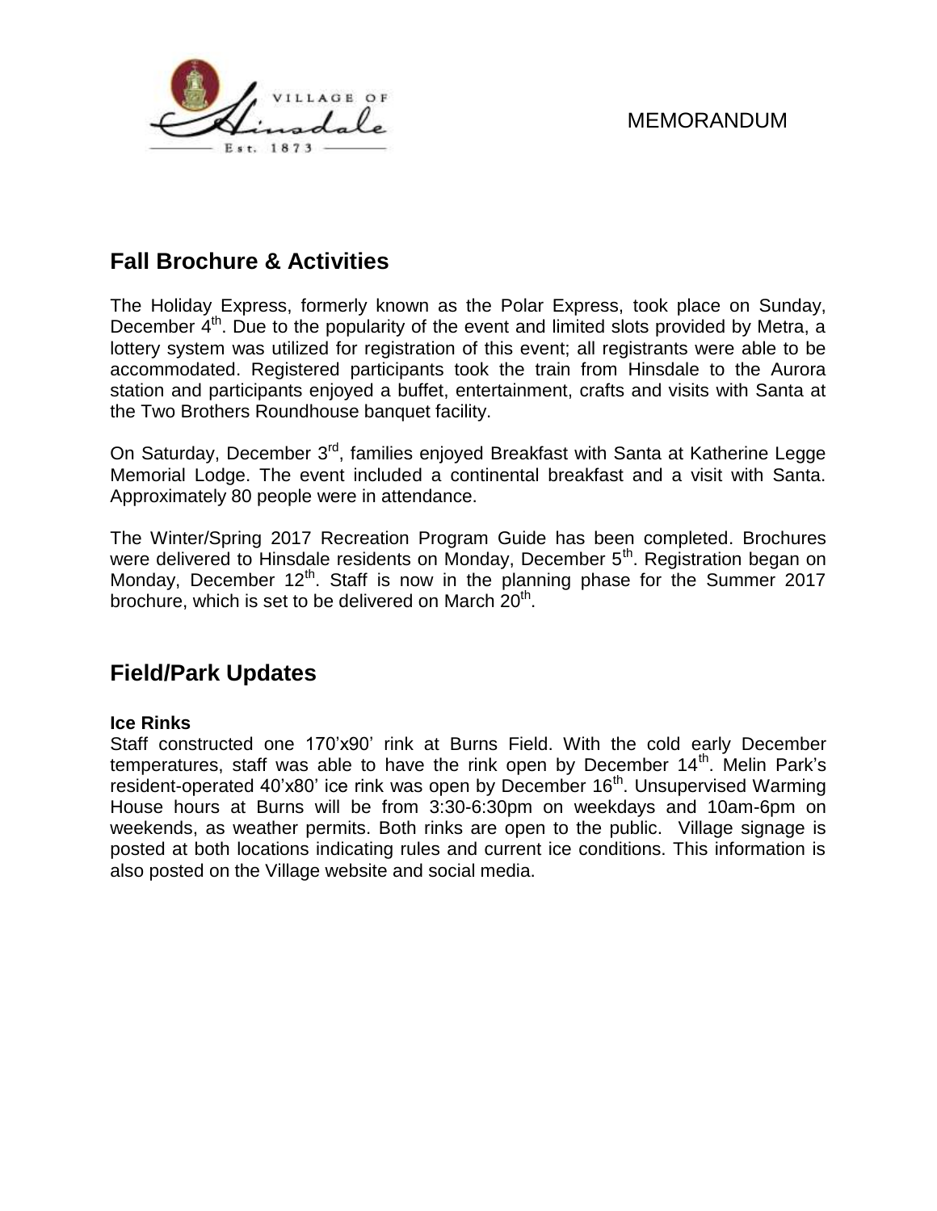MEMORANDUM

## Fall Brochure & Activities

The Holiday Express, formerly known as the Polar Express, took place on Sunday, December 4th. Due to the popularity of the event and limited slots provided by Metra, a lottery system was utilized for registration of this event; all registrants were able to be accommodated. Registered participants took the train from Hinsdale to the Aurora station and participants enjoyed a buffet, entertainment, crafts and visits with Santa at the Two Brothers Roundhouse banquet facility.

On Saturday, December 3rd, families enjoyed Breakfast with Santa at Katherine Legge Memorial Lodge. The event included a continental breakfast and a visit with Santa. Approximately 80 people were in attendance.

The Winter/Spring 2017 Recreation Program Guide has been completed. Brochures were delivered to Hinsdale residents on Monday, December 5th. Registration began on Monday, December 12th. Staff is now in the planning phase for the Summer 2017 brochure, which is set to be delivered on March 20th.

## Field/Park Updates

**Ice Rinks**

Staff constructed one 170'x90' rink at Burns Field. With the cold early December temperatures, staff was able to have the rink open by December 14th. Melin Park's resident-operated 40'x80' ice rink was open by December 16th. Unsupervised Warming House hours at Burns will be from 3:30-6:30pm on weekdays and 10am-6pm on weekends, as weather permits. Both rinks are open to the public. Village signage is posted at both locations indicating rules and current ice conditions. This information is also posted on the Village website and social media.